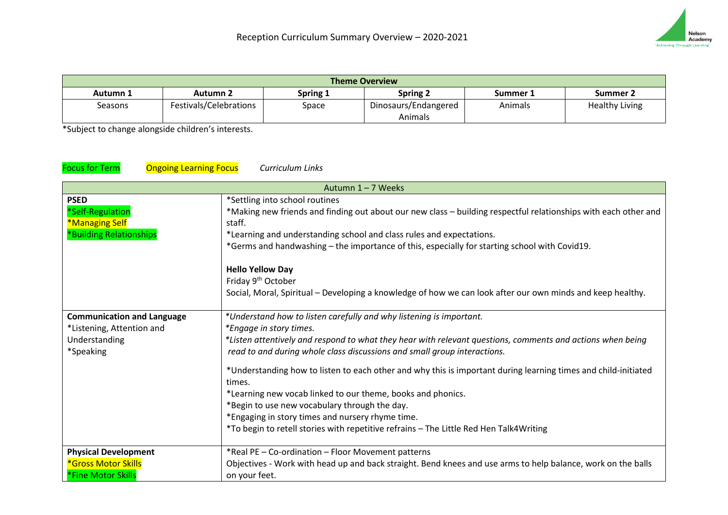# Reception Curriculum Summary Overview – 2020-2021

Nelson Academy
'Achieving Through Learning'

| Theme Overview | | | | | |
|---|---|---|---|---|---|
| **Autumn 1** | **Autumn 2** | **Spring 1** | **Spring 2** | **Summer 1** | **Summer 2** |
| Seasons | Festivals/Celebrations | Space | Dinosaurs/Endangered Animals | Animals | Healthy Living |

*Subject to change alongside children's interests.

Focus for Term          Ongoing Learning Focus          *Curriculum Links*

| Autumn 1 – 7 Weeks | |
|---|---|
| **PSED**<br>*Self-Regulation<br>*Managing Self<br>*Building Relationships | *Settling into school routines<br>*Making new friends and finding out about our new class – building respectful relationships with each other and staff.<br>*Learning and understanding school and class rules and expectations.<br>*Germs and handwashing – the importance of this, especially for starting school with Covid19.<br><br>**Hello Yellow Day**<br>Friday 9th October<br>Social, Moral, Spiritual – Developing a knowledge of how we can look after our own minds and keep healthy. |
| **Communication and Language**<br>*Listening, Attention and Understanding<br>*Speaking | *\*Understand how to listen carefully and why listening is important.*<br>*\*Engage in story times.*<br>*\*Listen attentively and respond to what they hear with relevant questions, comments and actions when being read to and during whole class discussions and small group interactions.*<br><br>*Understanding how to listen to each other and why this is important during learning times and child-initiated times.<br>*Learning new vocab linked to our theme, books and phonics.<br>*Begin to use new vocabulary through the day.<br>*Engaging in story times and nursery rhyme time.<br>*To begin to retell stories with repetitive refrains – The Little Red Hen Talk4Writing |
| **Physical Development**<br>*Gross Motor Skills<br>*Fine Motor Skills | *Real PE – Co-ordination – Floor Movement patterns<br>Objectives - Work with head up and back straight. Bend knees and use arms to help balance, work on the balls on your feet. |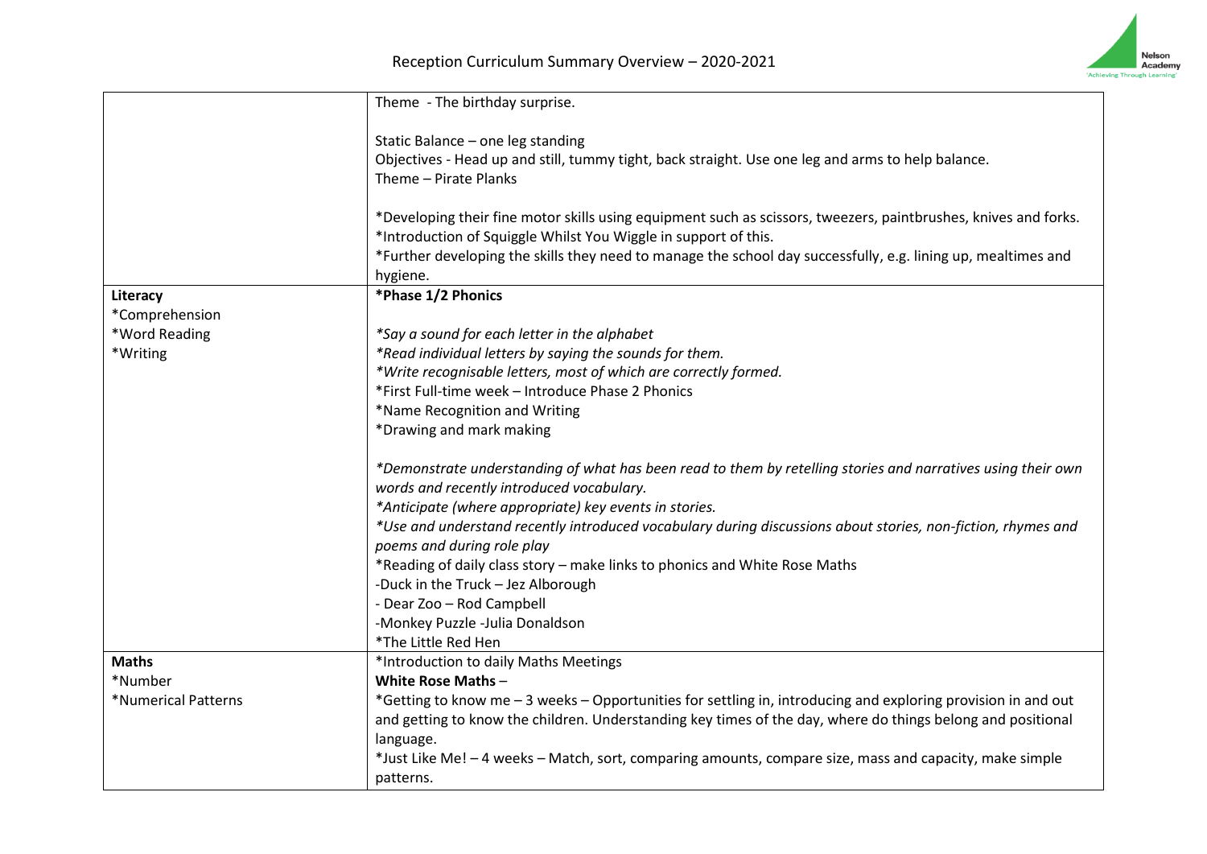Reception Curriculum Summary Overview – 2020-2021

| | |
|---|---|
| | Theme - The birthday surprise.<br><br>Static Balance – one leg standing<br>Objectives - Head up and still, tummy tight, back straight. Use one leg and arms to help balance.<br>Theme – Pirate Planks<br><br>*Developing their fine motor skills using equipment such as scissors, tweezers, paintbrushes, knives and forks.<br>*Introduction of Squiggle Whilst You Wiggle in support of this.<br>*Further developing the skills they need to manage the school day successfully, e.g. lining up, mealtimes and hygiene. |
| **Literacy**<br>*Comprehension<br>*Word Reading<br>*Writing | ***Phase 1/2 Phonics**<br><br>*\*Say a sound for each letter in the alphabet*<br>*\*Read individual letters by saying the sounds for them.*<br>*\*Write recognisable letters, most of which are correctly formed.*<br>*First Full-time week – Introduce Phase 2 Phonics<br>*Name Recognition and Writing<br>*Drawing and mark making<br><br>*\*Demonstrate understanding of what has been read to them by retelling stories and narratives using their own words and recently introduced vocabulary.*<br>*\*Anticipate (where appropriate) key events in stories.*<br>*\*Use and understand recently introduced vocabulary during discussions about stories, non-fiction, rhymes and poems and during role play*<br>*Reading of daily class story – make links to phonics and White Rose Maths<br>-Duck in the Truck – Jez Alborough<br>- Dear Zoo – Rod Campbell<br>-Monkey Puzzle -Julia Donaldson<br>*The Little Red Hen |
| **Maths**<br>*Number<br>*Numerical Patterns | *Introduction to daily Maths Meetings<br>**White Rose Maths** –<br>*Getting to know me – 3 weeks – Opportunities for settling in, introducing and exploring provision in and out and getting to know the children. Understanding key times of the day, where do things belong and positional language.<br>*Just Like Me! – 4 weeks – Match, sort, comparing amounts, compare size, mass and capacity, make simple patterns. |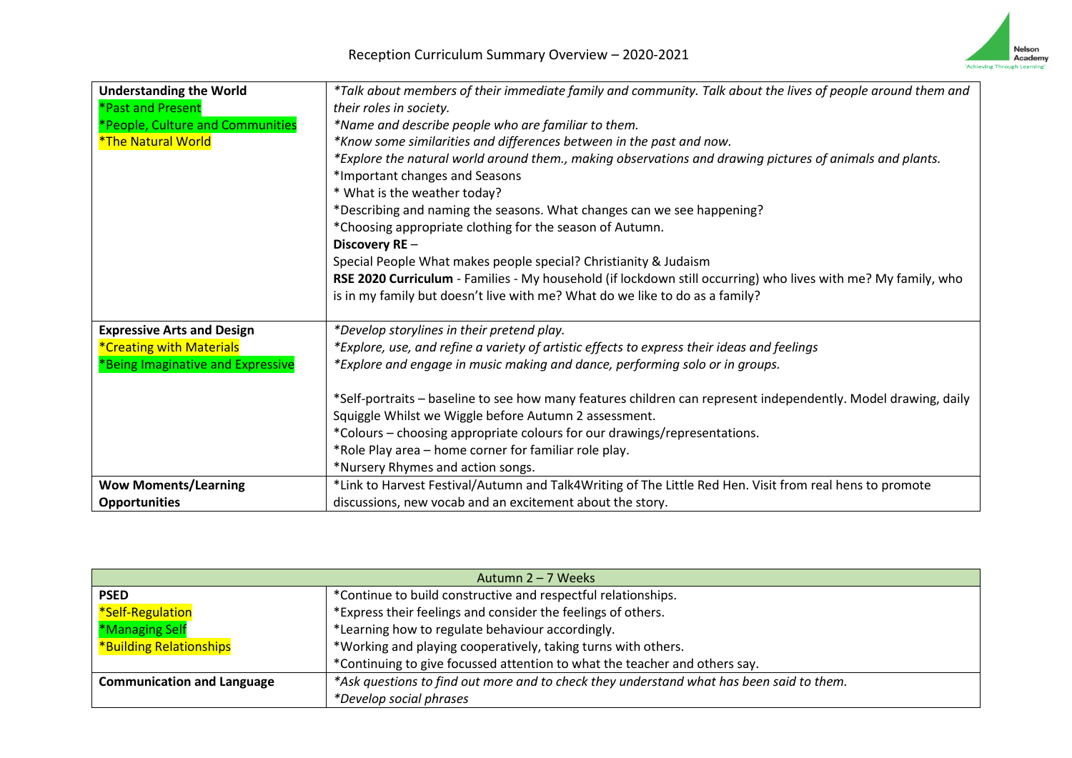| | |
|---|---|
| **Understanding the World**<br>*Past and Present<br>*People, Culture and Communities<br>*The Natural World | *\*Talk about members of their immediate family and community. Talk about the lives of people around them and their roles in society.*<br>*\*Name and describe people who are familiar to them.*<br>*\*Know some similarities and differences between in the past and now.*<br>*\*Explore the natural world around them., making observations and drawing pictures of animals and plants.*<br>*Important changes and Seasons<br>* What is the weather today?<br>*Describing and naming the seasons. What changes can we see happening?<br>*Choosing appropriate clothing for the season of Autumn.<br>**Discovery RE** –<br>Special People What makes people special? Christianity & Judaism<br>**RSE 2020 Curriculum** - Families - My household (if lockdown still occurring) who lives with me? My family, who is in my family but doesn't live with me? What do we like to do as a family? |
| **Expressive Arts and Design**<br>*Creating with Materials<br>*Being Imaginative and Expressive | *\*Develop storylines in their pretend play.*<br>*\*Explore, use, and refine a variety of artistic effects to express their ideas and feelings*<br>*\*Explore and engage in music making and dance, performing solo or in groups.*<br><br>*Self-portraits – baseline to see how many features children can represent independently. Model drawing, daily Squiggle Whilst we Wiggle before Autumn 2 assessment.<br>*Colours – choosing appropriate colours for our drawings/representations.<br>*Role Play area – home corner for familiar role play.<br>*Nursery Rhymes and action songs. |
| **Wow Moments/Learning Opportunities** | *Link to Harvest Festival/Autumn and Talk4Writing of The Little Red Hen. Visit from real hens to promote discussions, new vocab and an excitement about the story. |

| Autumn 2 – 7 Weeks | |
|---|---|
| **PSED**<br>*Self-Regulation<br>*Managing Self<br>*Building Relationships | *Continue to build constructive and respectful relationships.<br>*Express their feelings and consider the feelings of others.<br>*Learning how to regulate behaviour accordingly.<br>*Working and playing cooperatively, taking turns with others.<br>*Continuing to give focussed attention to what the teacher and others say. |
| **Communication and Language** | *\*Ask questions to find out more and to check they understand what has been said to them.*<br>*\*Develop social phrases* |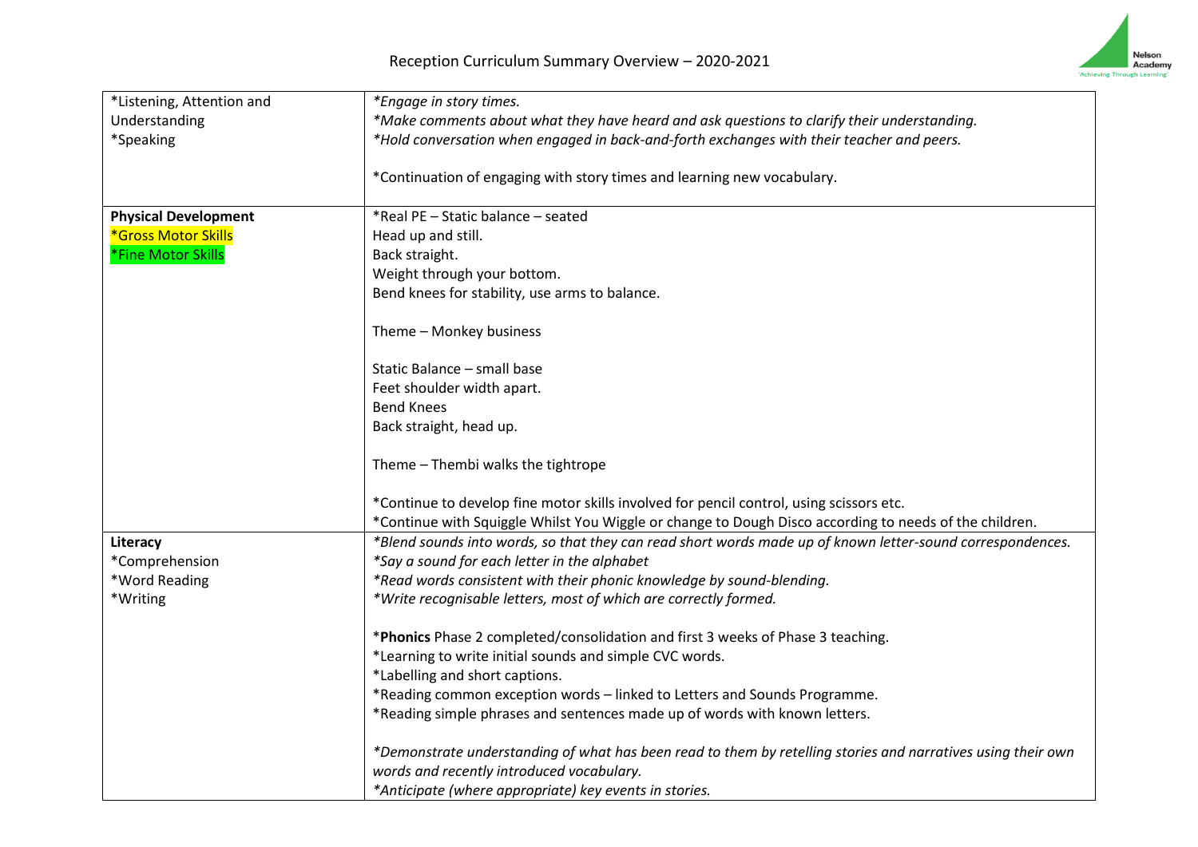Reception Curriculum Summary Overview – 2020-2021

| | |
|---|---|
| *Listening, Attention and Understanding<br>*Speaking | *\*Engage in story times.*<br>*\*Make comments about what they have heard and ask questions to clarify their understanding.*<br>*\*Hold conversation when engaged in back-and-forth exchanges with their teacher and peers.*<br><br>*Continuation of engaging with story times and learning new vocabulary. |
| **Physical Development**<br>*Gross Motor Skills<br>*Fine Motor Skills | *Real PE – Static balance – seated<br>Head up and still.<br>Back straight.<br>Weight through your bottom.<br>Bend knees for stability, use arms to balance.<br><br>Theme – Monkey business<br><br>Static Balance – small base<br>Feet shoulder width apart.<br>Bend Knees<br>Back straight, head up.<br><br>Theme – Thembi walks the tightrope<br><br>*Continue to develop fine motor skills involved for pencil control, using scissors etc.<br>*Continue with Squiggle Whilst You Wiggle or change to Dough Disco according to needs of the children. |
| **Literacy**<br>*Comprehension<br>*Word Reading<br>*Writing | *\*Blend sounds into words, so that they can read short words made up of known letter-sound correspondences.*<br>*\*Say a sound for each letter in the alphabet*<br>*\*Read words consistent with their phonic knowledge by sound-blending.*<br>*\*Write recognisable letters, most of which are correctly formed.*<br><br>\***Phonics** Phase 2 completed/consolidation and first 3 weeks of Phase 3 teaching.<br>*Learning to write initial sounds and simple CVC words.<br>*Labelling and short captions.<br>*Reading common exception words – linked to Letters and Sounds Programme.<br>*Reading simple phrases and sentences made up of words with known letters.<br><br>*\*Demonstrate understanding of what has been read to them by retelling stories and narratives using their own words and recently introduced vocabulary.*<br>*\*Anticipate (where appropriate) key events in stories.* |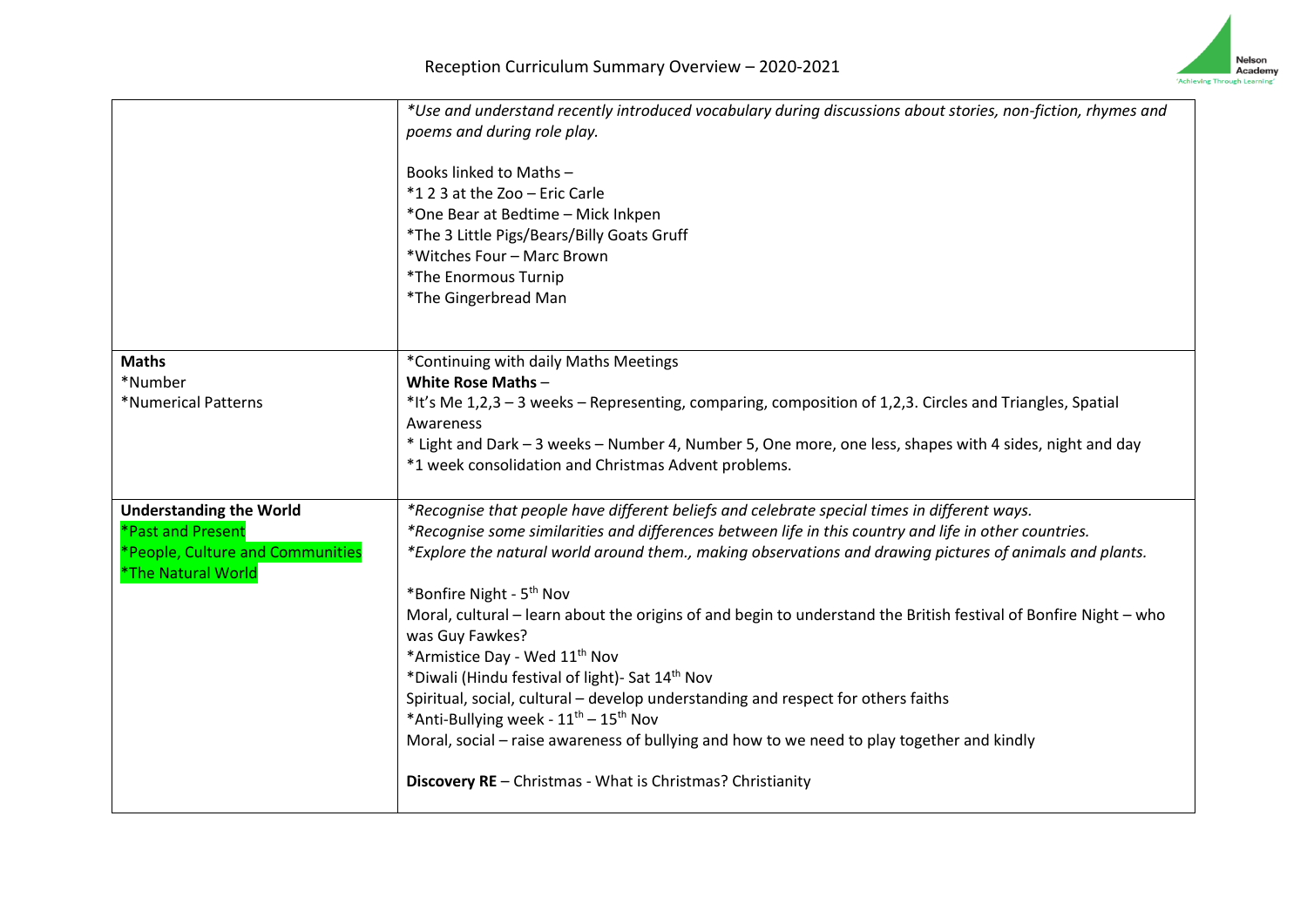Reception Curriculum Summary Overview – 2020-2021

| | |
|---|---|
| | *\*Use and understand recently introduced vocabulary during discussions about stories, non-fiction, rhymes and poems and during role play.*<br><br>Books linked to Maths –<br>*1 2 3 at the Zoo – Eric Carle<br>*One Bear at Bedtime – Mick Inkpen<br>*The 3 Little Pigs/Bears/Billy Goats Gruff<br>*Witches Four – Marc Brown<br>*The Enormous Turnip<br>*The Gingerbread Man |
| **Maths**<br>*Number<br>*Numerical Patterns | *Continuing with daily Maths Meetings<br>**White Rose Maths** –<br>*It's Me 1,2,3 – 3 weeks – Representing, comparing, composition of 1,2,3. Circles and Triangles, Spatial Awareness<br>* Light and Dark – 3 weeks – Number 4, Number 5, One more, one less, shapes with 4 sides, night and day<br>*1 week consolidation and Christmas Advent problems. |
| **Understanding the World**<br>*Past and Present<br>*People, Culture and Communities<br>*The Natural World | *\*Recognise that people have different beliefs and celebrate special times in different ways.*<br>*\*Recognise some similarities and differences between life in this country and life in other countries.*<br>*\*Explore the natural world around them., making observations and drawing pictures of animals and plants.*<br><br>*Bonfire Night - 5th Nov<br>Moral, cultural – learn about the origins of and begin to understand the British festival of Bonfire Night – who was Guy Fawkes?<br>*Armistice Day - Wed 11th Nov<br>*Diwali (Hindu festival of light)- Sat 14th Nov<br>Spiritual, social, cultural – develop understanding and respect for others faiths<br>*Anti-Bullying week - 11th – 15th Nov<br>Moral, social – raise awareness of bullying and how to we need to play together and kindly<br><br>**Discovery RE** – Christmas - What is Christmas? Christianity |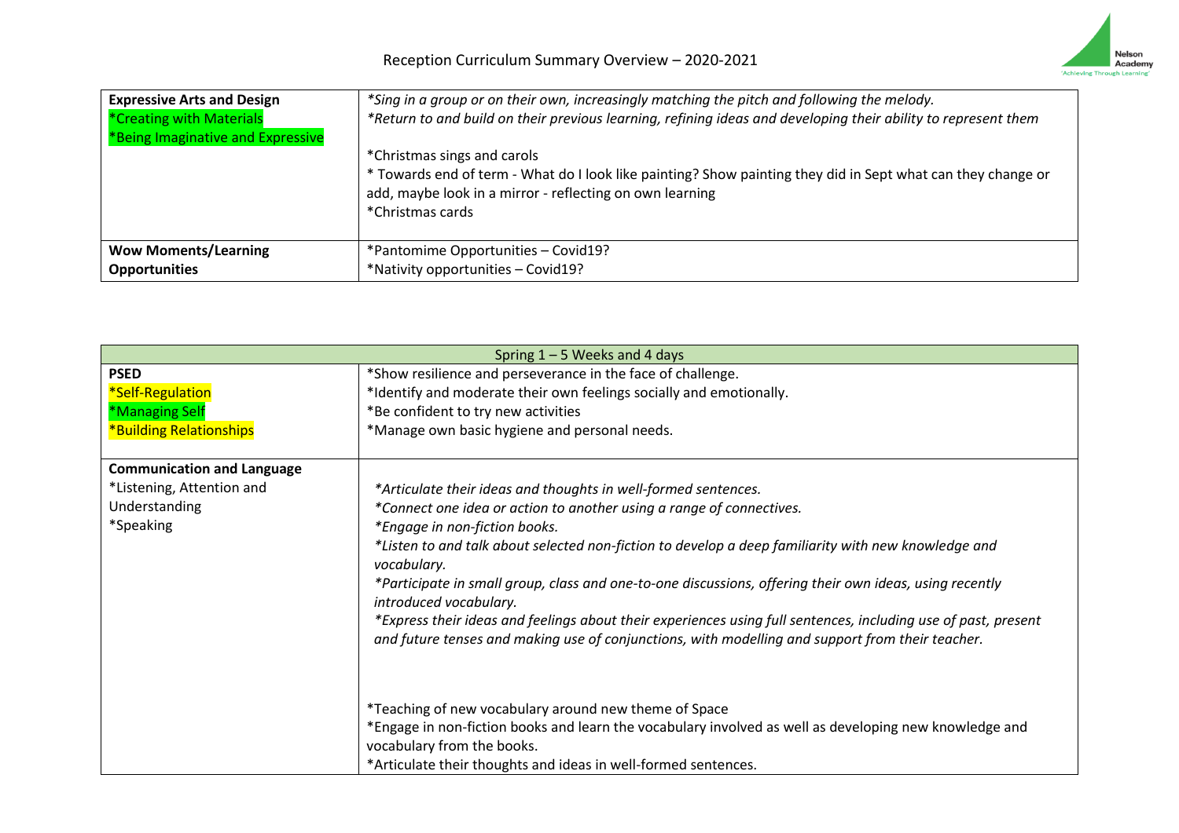| **Expressive Arts and Design**<br>*Creating with Materials<br>*Being Imaginative and Expressive | *Sing in a group or on their own, increasingly matching the pitch and following the melody.*<br>*\*Return to and build on their previous learning, refining ideas and developing their ability to represent them*<br><br>*Christmas sings and carols<br>* Towards end of term - What do I look like painting? Show painting they did in Sept what can they change or add, maybe look in a mirror - reflecting on own learning<br>*Christmas cards |
|---|---|
| **Wow Moments/Learning Opportunities** | *Pantomime Opportunities – Covid19?<br>*Nativity opportunities – Covid19? |

| Spring 1 – 5 Weeks and 4 days | |
|---|---|
| **PSED**<br>*Self-Regulation<br>*Managing Self<br>*Building Relationships | *Show resilience and perseverance in the face of challenge.<br>*Identify and moderate their own feelings socially and emotionally.<br>*Be confident to try new activities<br>*Manage own basic hygiene and personal needs. |
| **Communication and Language**<br>*Listening, Attention and Understanding<br>*Speaking | *\*Articulate their ideas and thoughts in well-formed sentences.*<br>*\*Connect one idea or action to another using a range of connectives.*<br>*\*Engage in non-fiction books.*<br>*\*Listen to and talk about selected non-fiction to develop a deep familiarity with new knowledge and vocabulary.*<br>*\*Participate in small group, class and one-to-one discussions, offering their own ideas, using recently introduced vocabulary.*<br>*\*Express their ideas and feelings about their experiences using full sentences, including use of past, present and future tenses and making use of conjunctions, with modelling and support from their teacher.*<br><br>*Teaching of new vocabulary around new theme of Space<br>*Engage in non-fiction books and learn the vocabulary involved as well as developing new knowledge and vocabulary from the books.<br>*Articulate their thoughts and ideas in well-formed sentences. |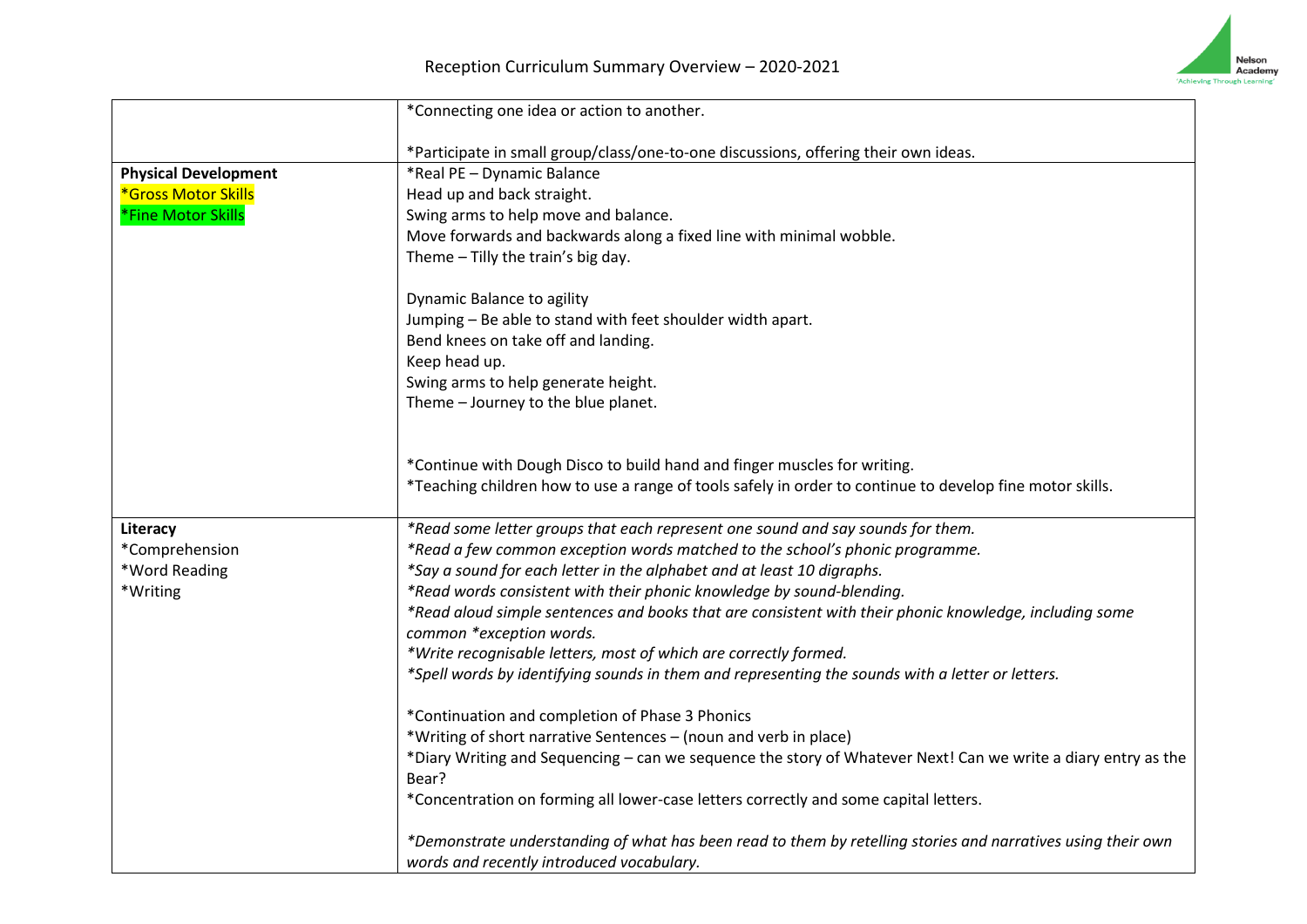| | |
|---|---|
| | *Connecting one idea or action to another.<br><br>*Participate in small group/class/one-to-one discussions, offering their own ideas. |
| **Physical Development**<br>*Gross Motor Skills<br>*Fine Motor Skills | *Real PE – Dynamic Balance<br>Head up and back straight.<br>Swing arms to help move and balance.<br>Move forwards and backwards along a fixed line with minimal wobble.<br>Theme – Tilly the train's big day.<br><br>Dynamic Balance to agility<br>Jumping – Be able to stand with feet shoulder width apart.<br>Bend knees on take off and landing.<br>Keep head up.<br>Swing arms to help generate height.<br>Theme – Journey to the blue planet.<br><br>*Continue with Dough Disco to build hand and finger muscles for writing.<br>*Teaching children how to use a range of tools safely in order to continue to develop fine motor skills. |
| **Literacy**<br>*Comprehension<br>*Word Reading<br>*Writing | *\*Read some letter groups that each represent one sound and say sounds for them.*<br>*\*Read a few common exception words matched to the school's phonic programme.*<br>*\*Say a sound for each letter in the alphabet and at least 10 digraphs.*<br>*\*Read words consistent with their phonic knowledge by sound-blending.*<br>*\*Read aloud simple sentences and books that are consistent with their phonic knowledge, including some common \*exception words.*<br>*\*Write recognisable letters, most of which are correctly formed.*<br>*\*Spell words by identifying sounds in them and representing the sounds with a letter or letters.*<br><br>*Continuation and completion of Phase 3 Phonics<br>*Writing of short narrative Sentences – (noun and verb in place)<br>*Diary Writing and Sequencing – can we sequence the story of Whatever Next! Can we write a diary entry as the Bear?<br>*Concentration on forming all lower-case letters correctly and some capital letters.<br><br>*\*Demonstrate understanding of what has been read to them by retelling stories and narratives using their own words and recently introduced vocabulary.* |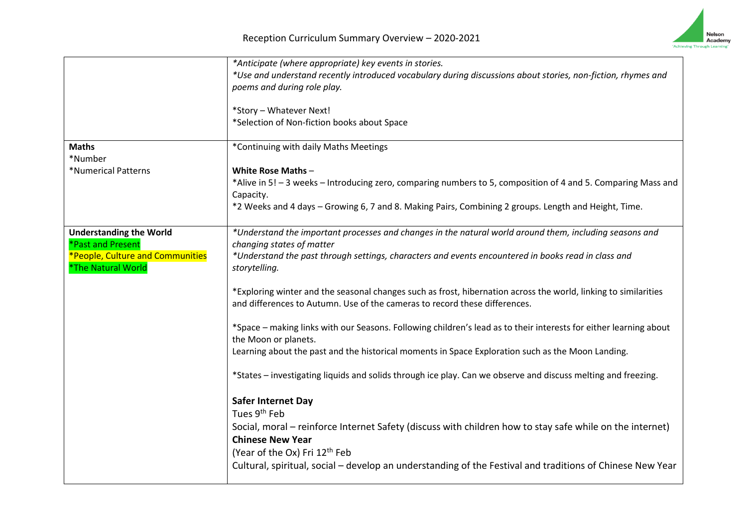Reception Curriculum Summary Overview – 2020-2021

| | |
|---|---|
| | *\*Anticipate (where appropriate) key events in stories.*<br>*\*Use and understand recently introduced vocabulary during discussions about stories, non-fiction, rhymes and poems and during role play.*<br><br>*Story – Whatever Next!<br>*Selection of Non-fiction books about Space |
| **Maths**<br>*Number<br>*Numerical Patterns | *Continuing with daily Maths Meetings<br><br>**White Rose Maths** –<br>*Alive in 5! – 3 weeks – Introducing zero, comparing numbers to 5, composition of 4 and 5. Comparing Mass and Capacity.<br>*2 Weeks and 4 days – Growing 6, 7 and 8. Making Pairs, Combining 2 groups. Length and Height, Time. |
| **Understanding the World**<br>*Past and Present<br>*People, Culture and Communities<br>*The Natural World | *\*Understand the important processes and changes in the natural world around them, including seasons and changing states of matter*<br>*\*Understand the past through settings, characters and events encountered in books read in class and storytelling.*<br><br>*Exploring winter and the seasonal changes such as frost, hibernation across the world, linking to similarities and differences to Autumn. Use of the cameras to record these differences.<br><br>*Space – making links with our Seasons. Following children's lead as to their interests for either learning about the Moon or planets.<br>Learning about the past and the historical moments in Space Exploration such as the Moon Landing.<br><br>*States – investigating liquids and solids through ice play. Can we observe and discuss melting and freezing.<br><br>**Safer Internet Day**<br>Tues 9th Feb<br>Social, moral – reinforce Internet Safety (discuss with children how to stay safe while on the internet)<br>**Chinese New Year**<br>(Year of the Ox) Fri 12th Feb<br>Cultural, spiritual, social – develop an understanding of the Festival and traditions of Chinese New Year |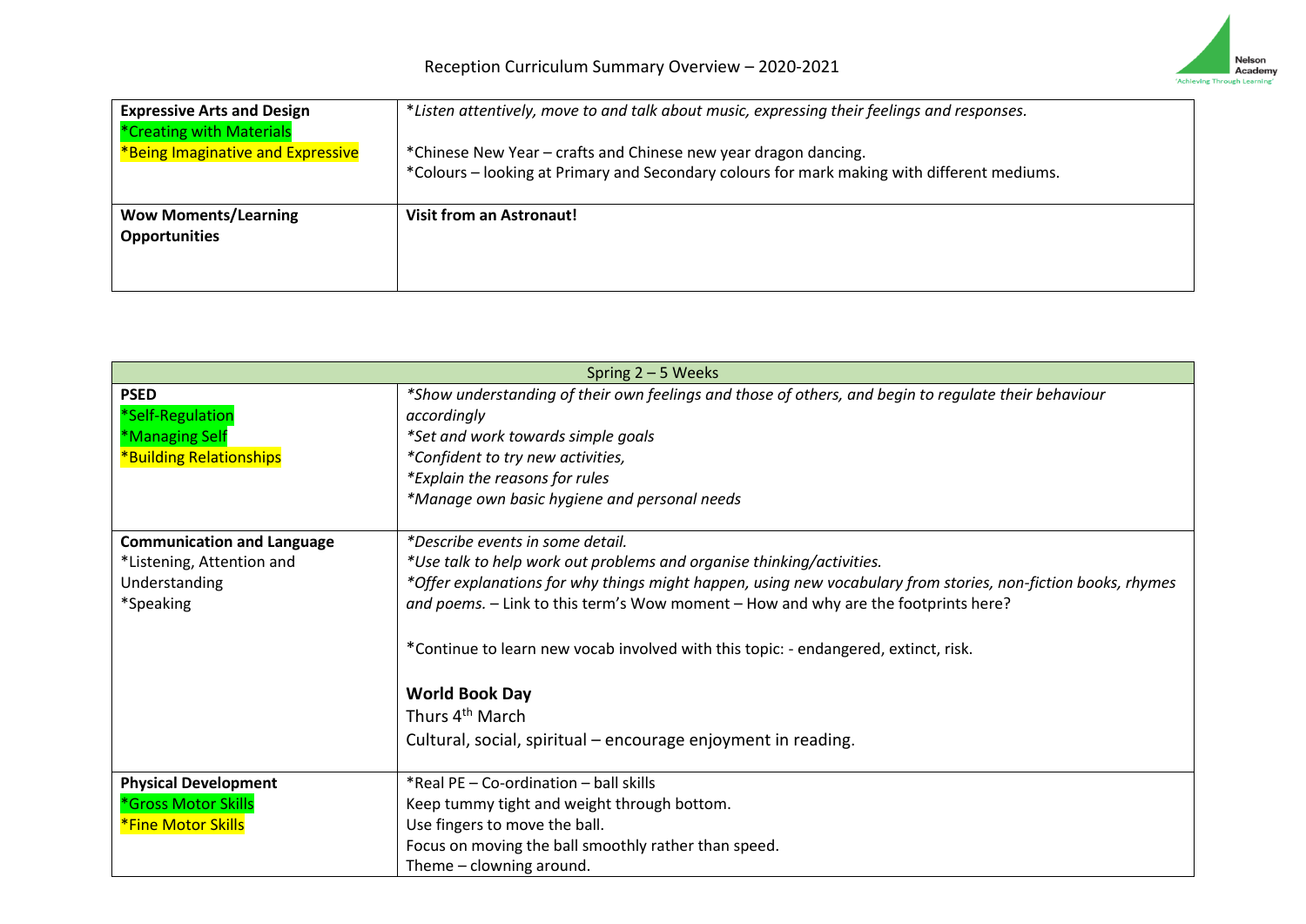| Expressive Arts and Design<br>*Creating with Materials<br>*Being Imaginative and Expressive | *Listen attentively, move to and talk about music, expressing their feelings and responses.*<br><br>*Chinese New Year – crafts and Chinese new year dragon dancing.<br>*Colours – looking at Primary and Secondary colours for mark making with different mediums. |
|---|---|
| **Wow Moments/Learning Opportunities** | **Visit from an Astronaut!** |

| Spring 2 – 5 Weeks | |
|---|---|
| **PSED**<br>*Self-Regulation<br>*Managing Self<br>*Building Relationships | *\*Show understanding of their own feelings and those of others, and begin to regulate their behaviour accordingly*<br>*\*Set and work towards simple goals*<br>*\*Confident to try new activities,*<br>*\*Explain the reasons for rules*<br>*\*Manage own basic hygiene and personal needs* |
| **Communication and Language**<br>*Listening, Attention and Understanding<br>*Speaking | *\*Describe events in some detail.*<br>*\*Use talk to help work out problems and organise thinking/activities.*<br>*\*Offer explanations for why things might happen, using new vocabulary from stories, non-fiction books, rhymes and poems.* – Link to this term's Wow moment – How and why are the footprints here?<br><br>*Continue to learn new vocab involved with this topic: - endangered, extinct, risk.<br><br>**World Book Day**<br>Thurs 4th March<br>Cultural, social, spiritual – encourage enjoyment in reading. |
| **Physical Development**<br>*Gross Motor Skills<br>*Fine Motor Skills | *Real PE – Co-ordination – ball skills<br>Keep tummy tight and weight through bottom.<br>Use fingers to move the ball.<br>Focus on moving the ball smoothly rather than speed.<br>Theme – clowning around. |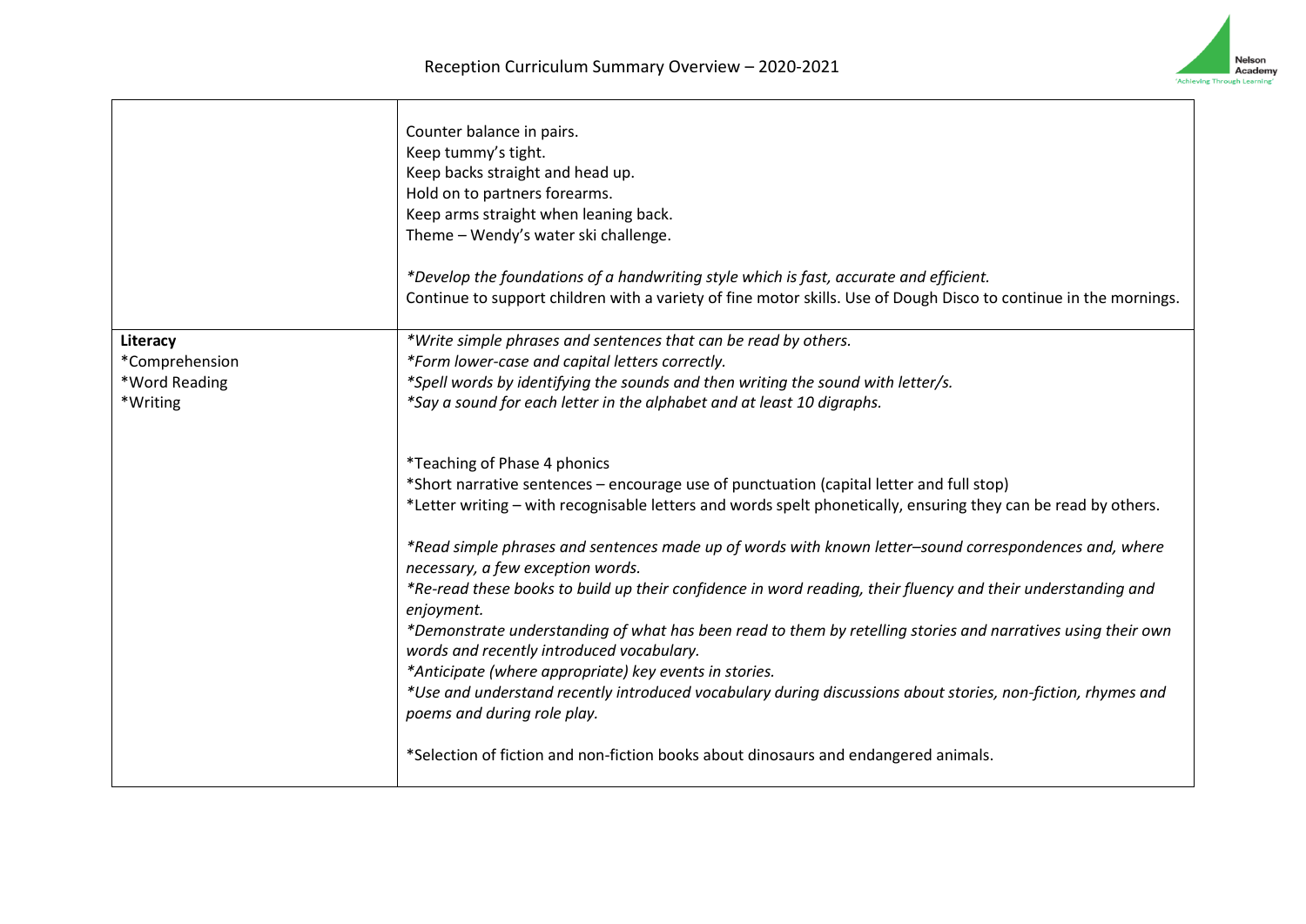Reception Curriculum Summary Overview – 2020-2021

| | |
|---|---|
| | Counter balance in pairs.<br>Keep tummy's tight.<br>Keep backs straight and head up.<br>Hold on to partners forearms.<br>Keep arms straight when leaning back.<br>Theme – Wendy's water ski challenge.<br><br>*\*Develop the foundations of a handwriting style which is fast, accurate and efficient.*<br>Continue to support children with a variety of fine motor skills. Use of Dough Disco to continue in the mornings. |
| **Literacy**<br>*Comprehension<br>*Word Reading<br>*Writing | *\*Write simple phrases and sentences that can be read by others.*<br>*\*Form lower-case and capital letters correctly.*<br>*\*Spell words by identifying the sounds and then writing the sound with letter/s.*<br>*\*Say a sound for each letter in the alphabet and at least 10 digraphs.*<br><br>*Teaching of Phase 4 phonics<br>*Short narrative sentences – encourage use of punctuation (capital letter and full stop)<br>*Letter writing – with recognisable letters and words spelt phonetically, ensuring they can be read by others.<br><br>*\*Read simple phrases and sentences made up of words with known letter–sound correspondences and, where necessary, a few exception words.*<br>*\*Re-read these books to build up their confidence in word reading, their fluency and their understanding and enjoyment.*<br>*\*Demonstrate understanding of what has been read to them by retelling stories and narratives using their own words and recently introduced vocabulary.*<br>*\*Anticipate (where appropriate) key events in stories.*<br>*\*Use and understand recently introduced vocabulary during discussions about stories, non-fiction, rhymes and poems and during role play.*<br><br>*Selection of fiction and non-fiction books about dinosaurs and endangered animals. |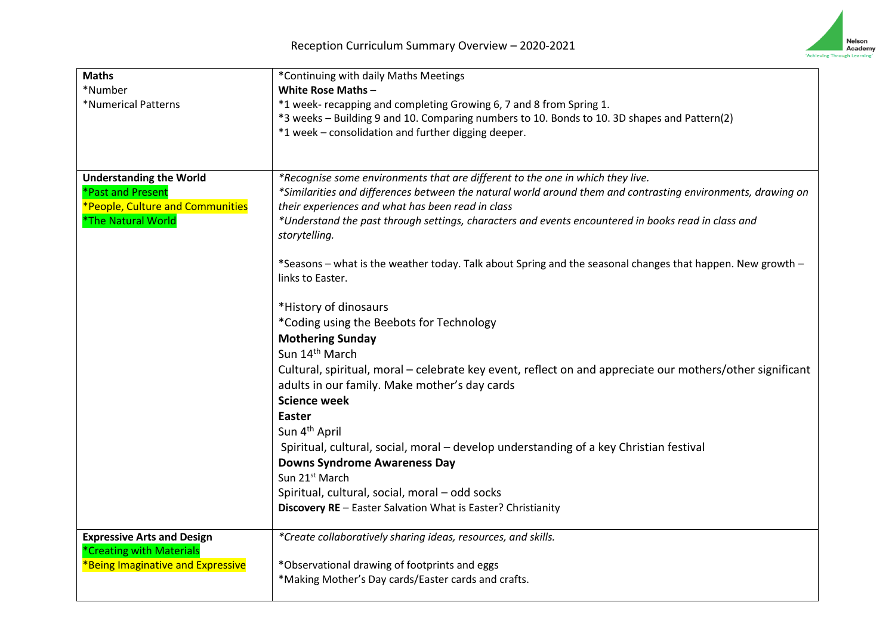# Reception Curriculum Summary Overview – 2020-2021

| | |
|---|---|
| **Maths**<br>*Number<br>*Numerical Patterns | *Continuing with daily Maths Meetings<br>**White Rose Maths** –<br>*1 week- recapping and completing Growing 6, 7 and 8 from Spring 1.<br>*3 weeks – Building 9 and 10. Comparing numbers to 10. Bonds to 10. 3D shapes and Pattern(2)<br>*1 week – consolidation and further digging deeper. |
| **Understanding the World**<br>*Past and Present<br>*People, Culture and Communities<br>*The Natural World | *\*Recognise some environments that are different to the one in which they live.*<br>*\*Similarities and differences between the natural world around them and contrasting environments, drawing on their experiences and what has been read in class*<br>*\*Understand the past through settings, characters and events encountered in books read in class and storytelling.*<br><br>*Seasons – what is the weather today. Talk about Spring and the seasonal changes that happen. New growth – links to Easter.<br><br>*History of dinosaurs<br>*Coding using the Beebots for Technology<br>**Mothering Sunday**<br>Sun 14th March<br>Cultural, spiritual, moral – celebrate key event, reflect on and appreciate our mothers/other significant adults in our family. Make mother's day cards<br>**Science week**<br>**Easter**<br>Sun 4th April<br>Spiritual, cultural, social, moral – develop understanding of a key Christian festival<br>**Downs Syndrome Awareness Day**<br>Sun 21st March<br>Spiritual, cultural, social, moral – odd socks<br>**Discovery RE** – Easter Salvation What is Easter? Christianity |
| **Expressive Arts and Design**<br>*Creating with Materials<br>*Being Imaginative and Expressive | *\*Create collaboratively sharing ideas, resources, and skills.*<br><br>*Observational drawing of footprints and eggs<br>*Making Mother's Day cards/Easter cards and crafts. |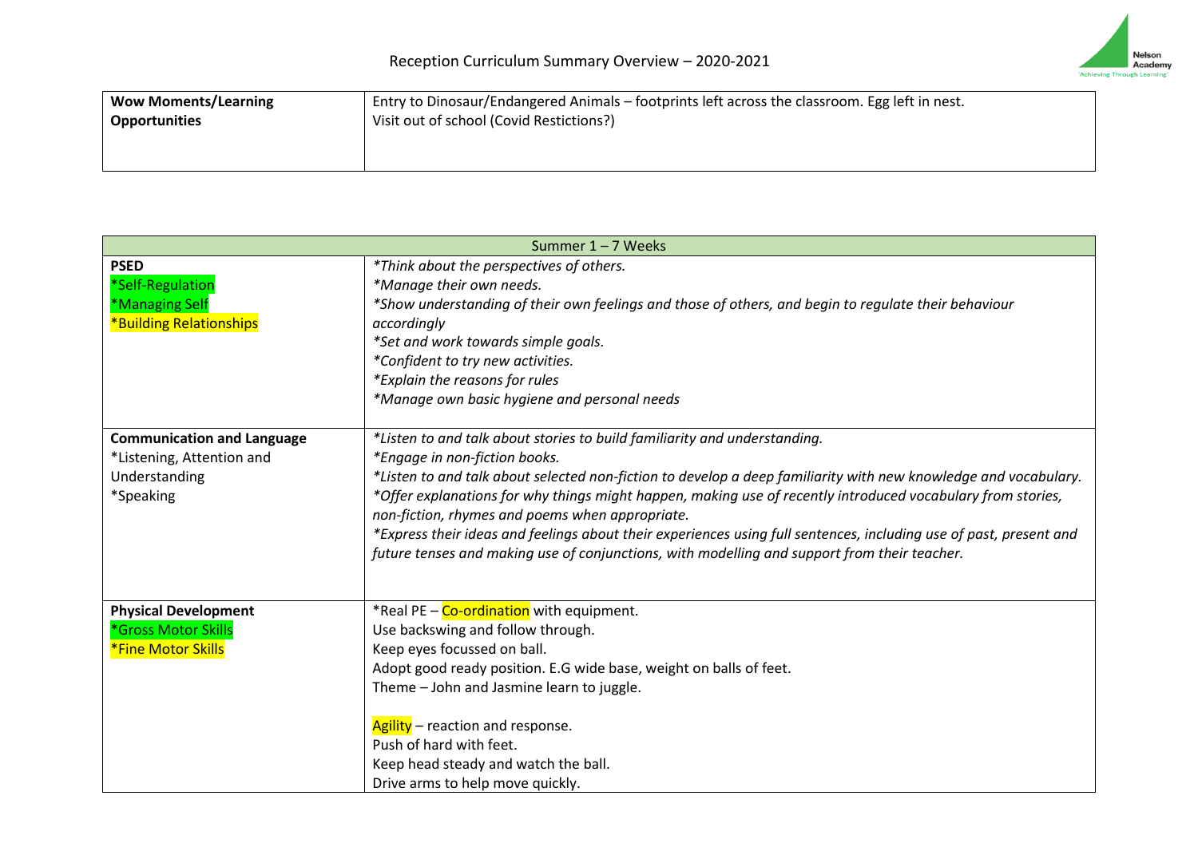Reception Curriculum Summary Overview – 2020-2021

| **Wow Moments/Learning Opportunities** | Entry to Dinosaur/Endangered Animals – footprints left across the classroom. Egg left in nest.<br>Visit out of school (Covid Restictions?) |
|---|---|

| Summer 1 – 7 Weeks | |
|---|---|
| **PSED**<br>*Self-Regulation<br>*Managing Self<br>*Building Relationships | *\*Think about the perspectives of others.*<br>*\*Manage their own needs.*<br>*\*Show understanding of their own feelings and those of others, and begin to regulate their behaviour accordingly*<br>*\*Set and work towards simple goals.*<br>*\*Confident to try new activities.*<br>*\*Explain the reasons for rules*<br>*\*Manage own basic hygiene and personal needs* |
| **Communication and Language**<br>*Listening, Attention and Understanding<br>*Speaking | *\*Listen to and talk about stories to build familiarity and understanding.*<br>*\*Engage in non-fiction books.*<br>*\*Listen to and talk about selected non-fiction to develop a deep familiarity with new knowledge and vocabulary.*<br>*\*Offer explanations for why things might happen, making use of recently introduced vocabulary from stories, non-fiction, rhymes and poems when appropriate.*<br>*\*Express their ideas and feelings about their experiences using full sentences, including use of past, present and future tenses and making use of conjunctions, with modelling and support from their teacher.* |
| **Physical Development**<br>*Gross Motor Skills<br>*Fine Motor Skills | *Real PE – Co-ordination with equipment.<br>Use backswing and follow through.<br>Keep eyes focussed on ball.<br>Adopt good ready position. E.G wide base, weight on balls of feet.<br>Theme – John and Jasmine learn to juggle.<br><br>Agility – reaction and response.<br>Push of hard with feet.<br>Keep head steady and watch the ball.<br>Drive arms to help move quickly. |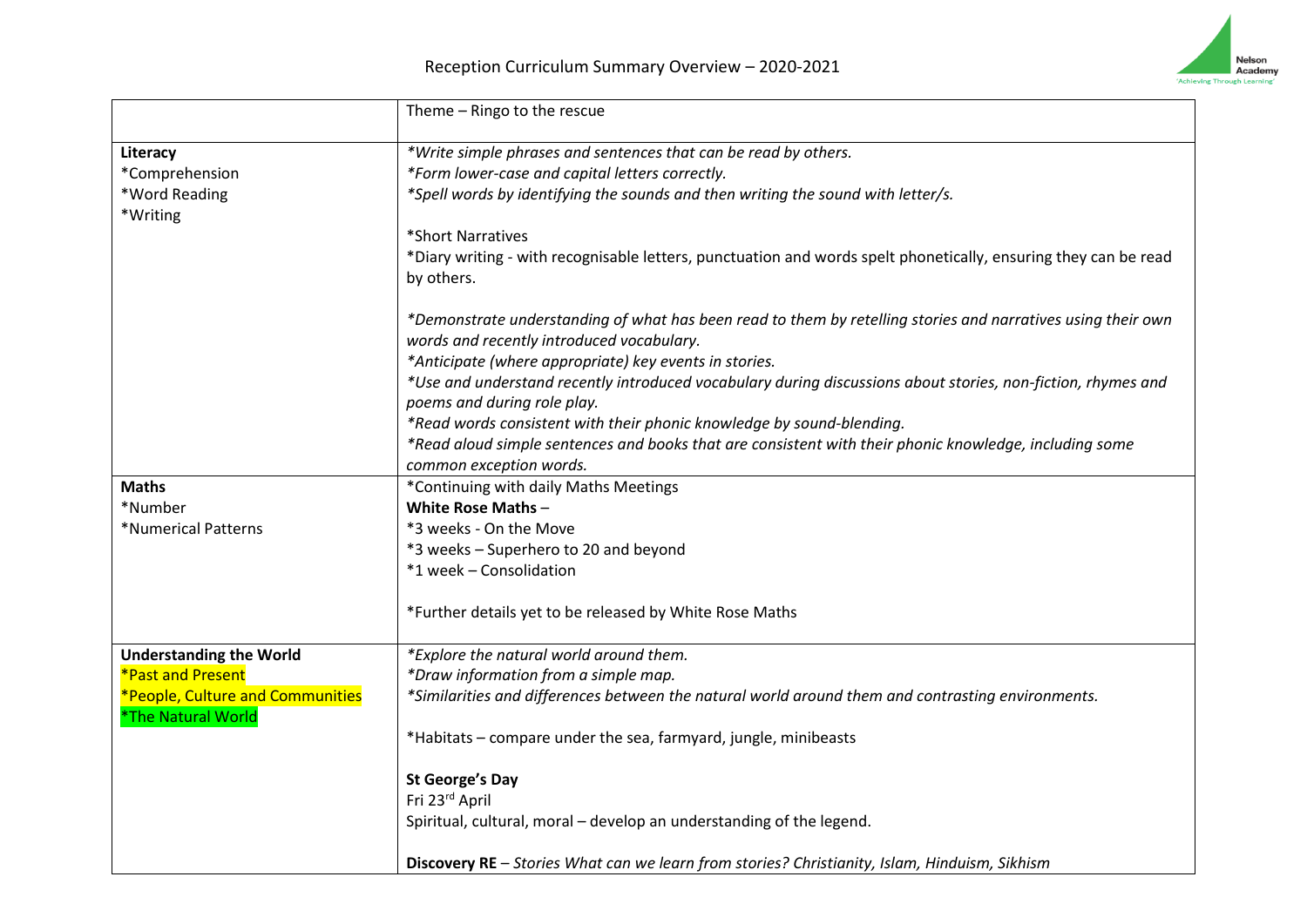Reception Curriculum Summary Overview – 2020-2021

| | Theme – Ringo to the rescue |
|---|---|
| **Literacy**<br>*Comprehension<br>*Word Reading<br>*Writing | *\*Write simple phrases and sentences that can be read by others.*<br>*\*Form lower-case and capital letters correctly.*<br>*\*Spell words by identifying the sounds and then writing the sound with letter/s.*<br><br>*Short Narratives<br>*Diary writing - with recognisable letters, punctuation and words spelt phonetically, ensuring they can be read by others.<br><br>*\*Demonstrate understanding of what has been read to them by retelling stories and narratives using their own words and recently introduced vocabulary.*<br>*\*Anticipate (where appropriate) key events in stories.*<br>*\*Use and understand recently introduced vocabulary during discussions about stories, non-fiction, rhymes and poems and during role play.*<br>*\*Read words consistent with their phonic knowledge by sound-blending.*<br>*\*Read aloud simple sentences and books that are consistent with their phonic knowledge, including some common exception words.* |
| **Maths**<br>*Number<br>*Numerical Patterns | *Continuing with daily Maths Meetings<br>**White Rose Maths** –<br>*3 weeks - On the Move<br>*3 weeks – Superhero to 20 and beyond<br>*1 week – Consolidation<br><br>*Further details yet to be released by White Rose Maths |
| **Understanding the World**<br>*Past and Present<br>*People, Culture and Communities<br>*The Natural World | *\*Explore the natural world around them.*<br>*\*Draw information from a simple map.*<br>*\*Similarities and differences between the natural world around them and contrasting environments.*<br><br>*Habitats – compare under the sea, farmyard, jungle, minibeasts<br><br>**St George's Day**<br>Fri 23rd April<br>Spiritual, cultural, moral – develop an understanding of the legend.<br><br>**Discovery RE** – *Stories What can we learn from stories? Christianity, Islam, Hinduism, Sikhism* |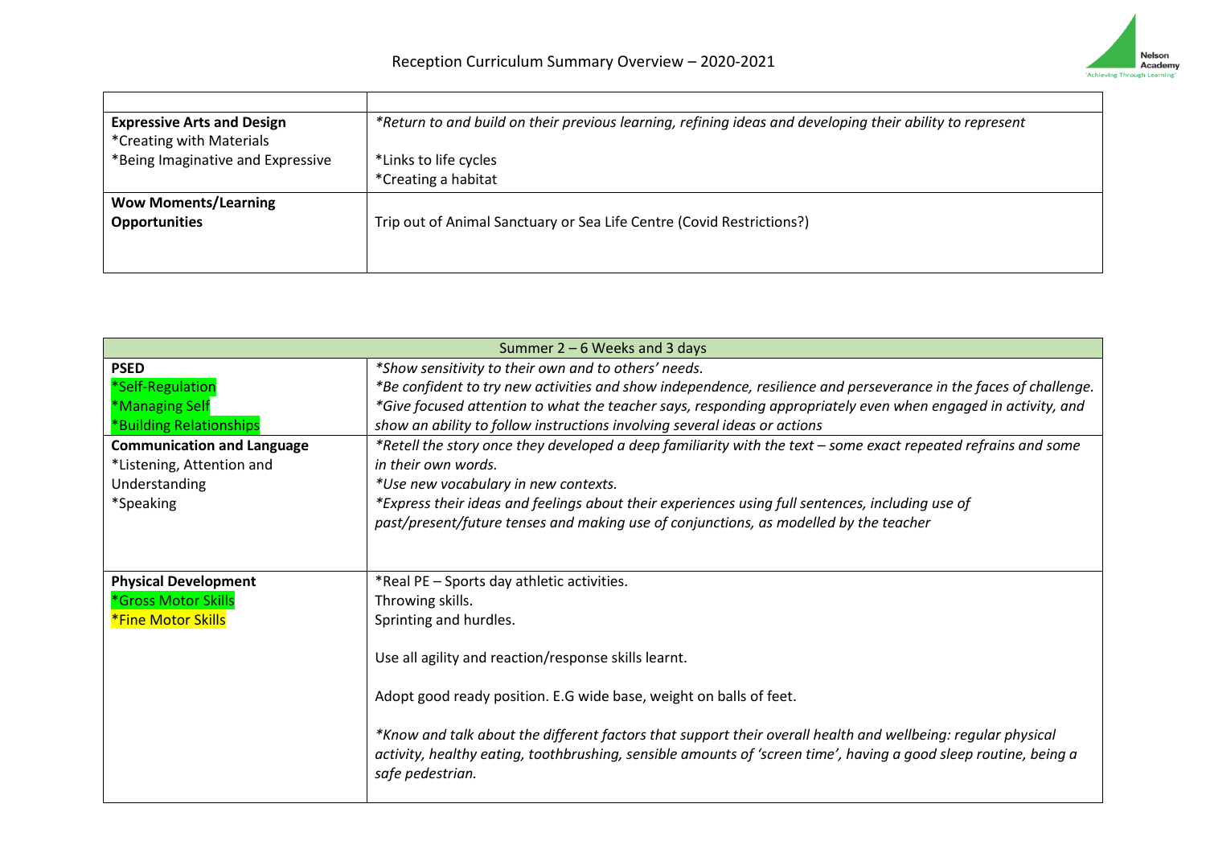Reception Curriculum Summary Overview – 2020-2021

| | |
|---|---|
| **Expressive Arts and Design**<br>*Creating with Materials<br>*Being Imaginative and Expressive | *\*Return to and build on their previous learning, refining ideas and developing their ability to represent*<br><br>*Links to life cycles<br>*Creating a habitat |
| **Wow Moments/Learning Opportunities** | Trip out of Animal Sanctuary or Sea Life Centre (Covid Restrictions?) |

| Summer 2 – 6 Weeks and 3 days | |
|---|---|
| **PSED**<br>*Self-Regulation<br>*Managing Self<br>*Building Relationships | *\*Show sensitivity to their own and to others' needs.*<br>*\*Be confident to try new activities and show independence, resilience and perseverance in the faces of challenge.*<br>*\*Give focused attention to what the teacher says, responding appropriately even when engaged in activity, and show an ability to follow instructions involving several ideas or actions* |
| **Communication and Language**<br>*Listening, Attention and Understanding<br>*Speaking | *\*Retell the story once they developed a deep familiarity with the text – some exact repeated refrains and some in their own words.*<br>*\*Use new vocabulary in new contexts.*<br>*\*Express their ideas and feelings about their experiences using full sentences, including use of past/present/future tenses and making use of conjunctions, as modelled by the teacher* |
| **Physical Development**<br>*Gross Motor Skills<br>*Fine Motor Skills | *Real PE – Sports day athletic activities.<br>Throwing skills.<br>Sprinting and hurdles.<br><br>Use all agility and reaction/response skills learnt.<br><br>Adopt good ready position. E.G wide base, weight on balls of feet.<br><br>*\*Know and talk about the different factors that support their overall health and wellbeing: regular physical activity, healthy eating, toothbrushing, sensible amounts of 'screen time', having a good sleep routine, being a safe pedestrian.* |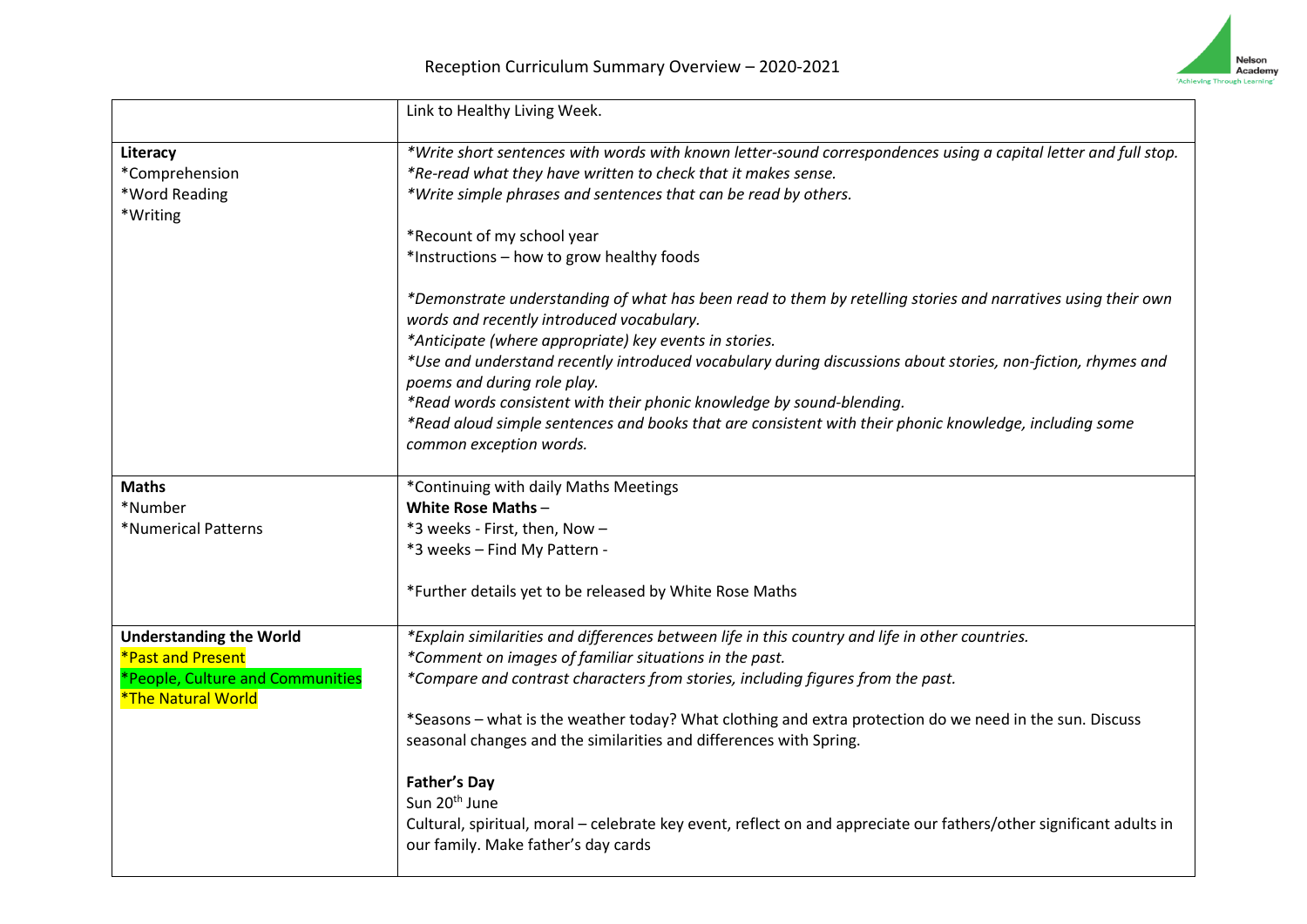Reception Curriculum Summary Overview – 2020-2021

| | |
|---|---|
| | Link to Healthy Living Week. |
| **Literacy**<br>*Comprehension<br>*Word Reading<br>*Writing | *\*Write short sentences with words with known letter-sound correspondences using a capital letter and full stop.*<br>*\*Re-read what they have written to check that it makes sense.*<br>*\*Write simple phrases and sentences that can be read by others.*<br><br>*Recount of my school year<br>*Instructions – how to grow healthy foods<br><br>*\*Demonstrate understanding of what has been read to them by retelling stories and narratives using their own words and recently introduced vocabulary.*<br>*\*Anticipate (where appropriate) key events in stories.*<br>*\*Use and understand recently introduced vocabulary during discussions about stories, non-fiction, rhymes and poems and during role play.*<br>*\*Read words consistent with their phonic knowledge by sound-blending.*<br>*\*Read aloud simple sentences and books that are consistent with their phonic knowledge, including some common exception words.* |
| **Maths**<br>*Number<br>*Numerical Patterns | *Continuing with daily Maths Meetings<br>**White Rose Maths** –<br>*3 weeks - First, then, Now –<br>*3 weeks – Find My Pattern -<br><br>*Further details yet to be released by White Rose Maths |
| **Understanding the World**<br>*Past and Present<br>*People, Culture and Communities<br>*The Natural World | *\*Explain similarities and differences between life in this country and life in other countries.*<br>*\*Comment on images of familiar situations in the past.*<br>*\*Compare and contrast characters from stories, including figures from the past.*<br><br>*Seasons – what is the weather today? What clothing and extra protection do we need in the sun. Discuss seasonal changes and the similarities and differences with Spring.<br><br>**Father's Day**<br>Sun 20th June<br>Cultural, spiritual, moral – celebrate key event, reflect on and appreciate our fathers/other significant adults in our family. Make father's day cards |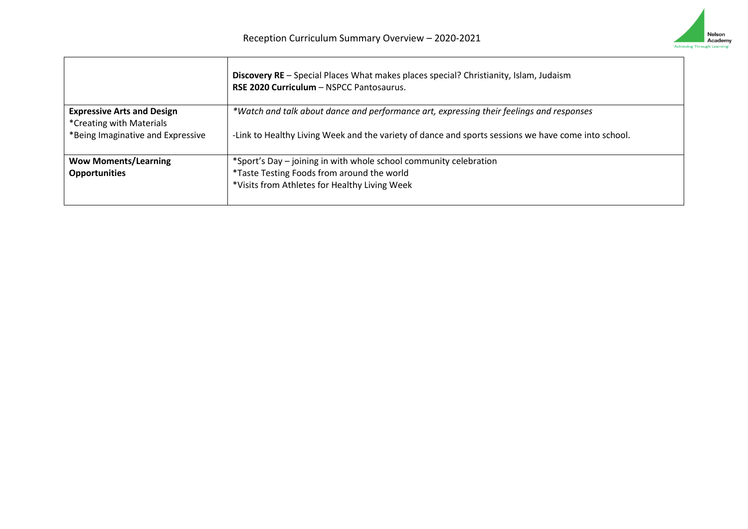| | |
|---|---|
| | **Discovery RE** – Special Places What makes places special? Christianity, Islam, Judaism<br>**RSE 2020 Curriculum** – NSPCC Pantosaurus. |
| **Expressive Arts and Design**<br>*Creating with Materials<br>*Being Imaginative and Expressive | *\*Watch and talk about dance and performance art, expressing their feelings and responses*<br><br>-Link to Healthy Living Week and the variety of dance and sports sessions we have come into school. |
| **Wow Moments/Learning Opportunities** | *Sport's Day – joining in with whole school community celebration<br>*Taste Testing Foods from around the world<br>*Visits from Athletes for Healthy Living Week |